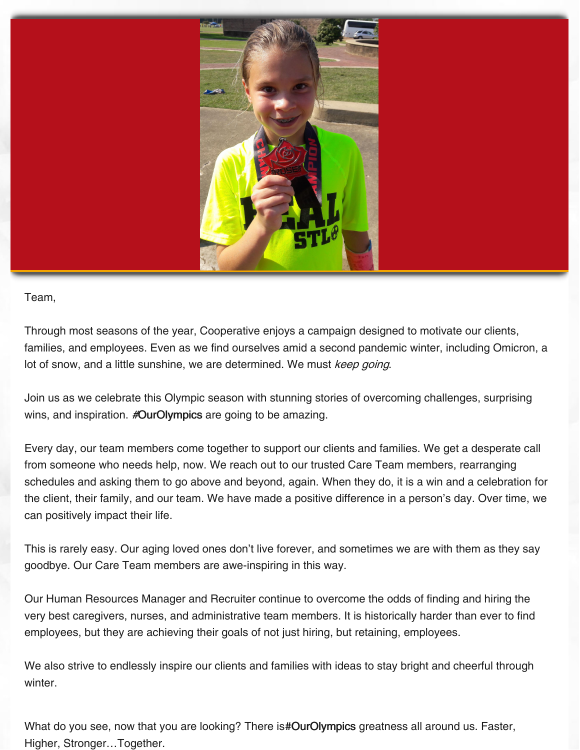Team,

Through most seasons of the year, Cooperative enjoys a campaign designed to motivate our clients, families, and employees. Even as we find ourselves amid a second pandemic winter, including Omicron, a lot of snow, and a little sunshine, we are determined. We must *keep going*.

Join us as we celebrate this Olympic season with stunning stories of overcoming challenges, surprising wins, and inspiration. #OurOlympics are going to be amazing.

Every day, our team members come together to support our clients and families. We get a desperate call from someone who needs help, now. We reach out to our trusted Care Team members, rearranging schedules and asking them to go above and beyond, again. When they do, it is a win and a celebration for the client, their family, and our team. We have made a positive difference in a person's day. Over time, we can positively impact their life.

This is rarely easy. Our aging loved ones don't live forever, and sometimes we are with them as they say goodbye. Our Care Team members are awe-inspiring in this way.

Our Human Resources Manager and Recruiter continue to overcome the odds of finding and hiring the very best caregivers, nurses, and administrative team members. It is historically harder than ever to find employees, but they are achieving their goals of not just hiring, but retaining, employees.

We also strive to endlessly inspire our clients and families with ideas to stay bright and cheerful through winter.

What do you see, now that you are looking? There is#OurOlympics greatness all around us. Faster, Higher, Stronger…Together.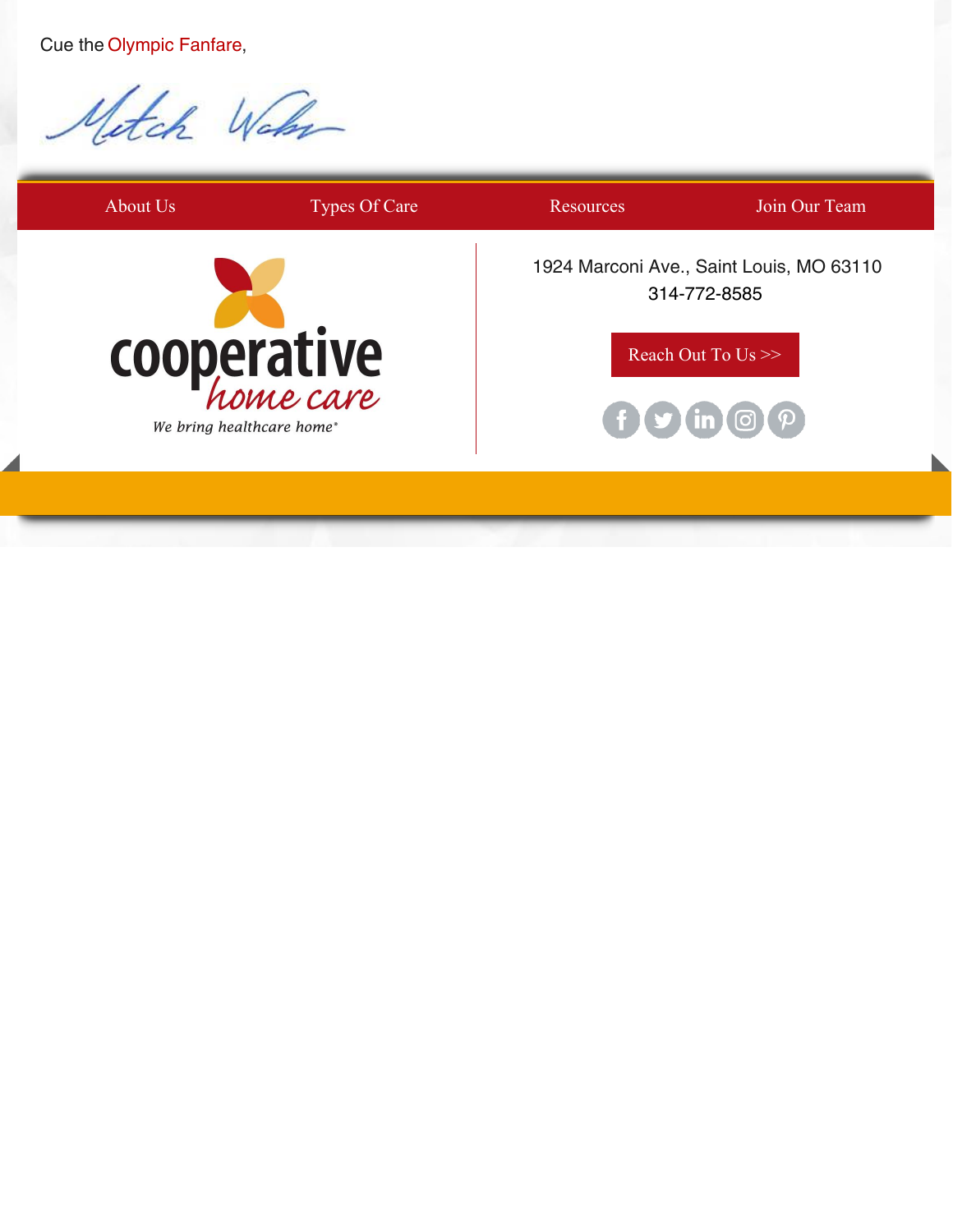Cue the Olympic Fanfare,

Mitch Weber

About Us | Types Of Care | Resources | Join Our Team

cooperative home care

*We bring healthcare home®*

1924 Marconi Ave., Saint Louis, MO 63110
314-772-8585

Reach Out To Us >>